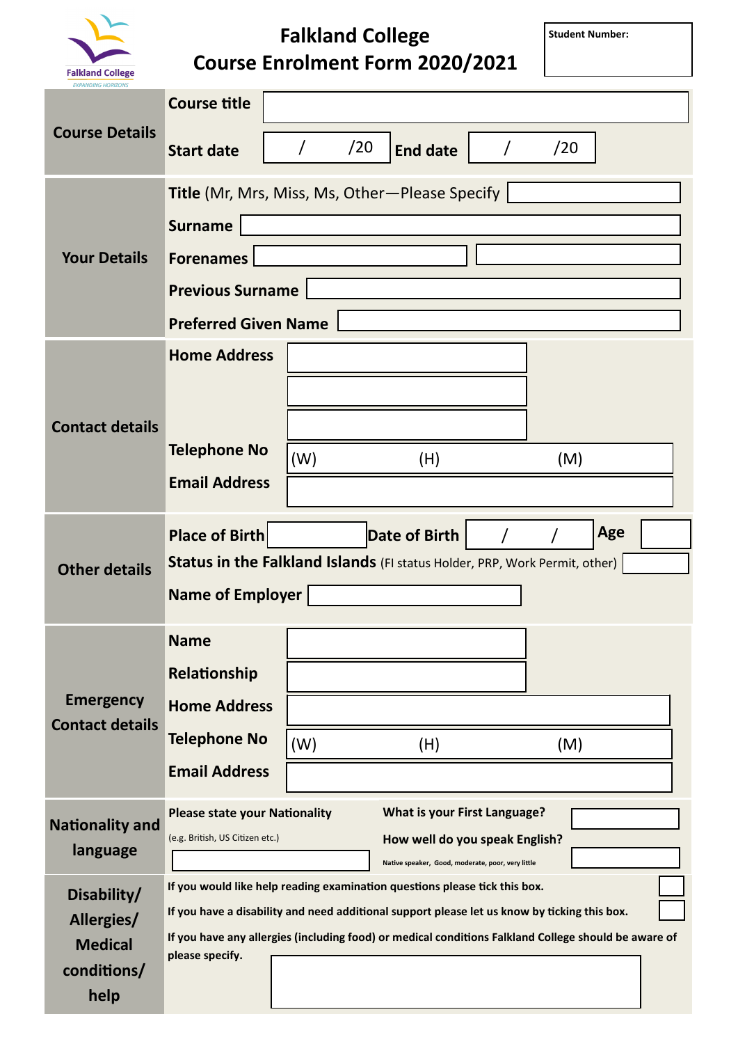Falkland College
EXPANDING HORIZONS

# Falkland College
## Course Enrolment Form 2020/2021

**Student Number:**

| **Course Details** | |
|---|---|
| | **Course title** |
| | **Start date** / /20 **End date** / /20 |

| **Your Details** | |
|---|---|
| | **Title** (Mr, Mrs, Miss, Ms, Other—Please Specify |
| | **Surname** |
| | **Forenames** |
| | **Previous Surname** |
| | **Preferred Given Name** |

| **Contact details** | |
|---|---|
| | **Home Address** |
| | **Telephone No** (W) (H) (M) |
| | **Email Address** |

| **Other details** | |
|---|---|
| | **Place of Birth** **Date of Birth** / / **Age** |
| | **Status in the Falkland Islands** (FI status Holder, PRP, Work Permit, other) |
| | **Name of Employer** |

| **Emergency Contact details** | |
|---|---|
| | **Name** |
| | **Relationship** |
| | **Home Address** |
| | **Telephone No** (W) (H) (M) |
| | **Email Address** |

| **Nationality and language** | |
|---|---|
| | **Please state your Nationality** (e.g. British, US Citizen etc.) |
| | **What is your First Language?** |
| | **How well do you speak English?** Native speaker, Good, moderate, poor, very little |

| **Disability/ Allergies/ Medical conditions/ help** | |
|---|---|
| | **If you would like help reading examination questions please tick this box.** ☐ |
| | **If you have a disability and need additional support please let us know by ticking this box.** ☐ |
| | **If you have any allergies (including food) or medical conditions Falkland College should be aware of please specify.** |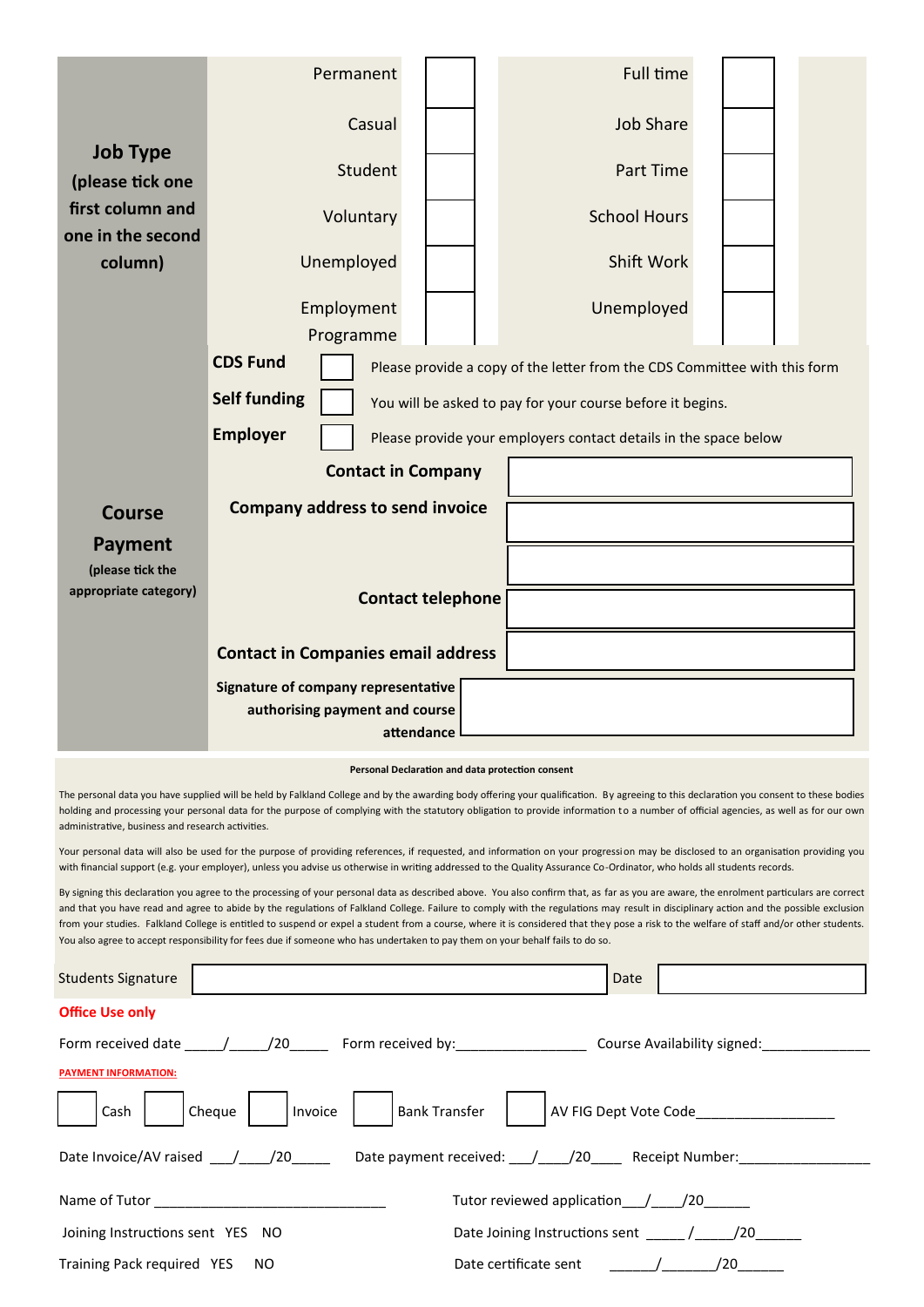| | | | | |
|---|---|---|---|---|
| **Job Type (please tick one first column and one in the second column)** | Permanent | | Full time | |
| | Casual | | Job Share | |
| | Student | | Part Time | |
| | Voluntary | | School Hours | |
| | Unemployed | | Shift Work | |
| | Employment Programme | | Unemployed | |

| | | | |
|---|---|---|---|
| **Course Payment** (please tick the appropriate category) | **CDS Fund** | | Please provide a copy of the letter from the CDS Committee with this form |
| | **Self funding** | | You will be asked to pay for your course before it begins. |
| | **Employer** | | Please provide your employers contact details in the space below |
| | **Contact in Company** | | |
| | **Company address to send invoice** | | |
| | | | |
| | **Contact telephone** | | |
| | **Contact in Companies email address** | | |
| | **Signature of company representative authorising payment and course attendance** | | |

**Personal Declaration and data protection consent**

The personal data you have supplied will be held by Falkland College and by the awarding body offering your qualification. By agreeing to this declaration you consent to these bodies holding and processing your personal data for the purpose of complying with the statutory obligation to provide information to a number of official agencies, as well as for our own administrative, business and research activities.

Your personal data will also be used for the purpose of providing references, if requested, and information on your progression may be disclosed to an organisation providing you with financial support (e.g. your employer), unless you advise us otherwise in writing addressed to the Quality Assurance Co-Ordinator, who holds all students records.

By signing this declaration you agree to the processing of your personal data as described above. You also confirm that, as far as you are aware, the enrolment particulars are correct and that you have read and agree to abide by the regulations of Falkland College. Failure to comply with the regulations may result in disciplinary action and the possible exclusion from your studies. Falkland College is entitled to suspend or expel a student from a course, where it is considered that they pose a risk to the welfare of staff and/or other students. You also agree to accept responsibility for fees due if someone who has undertaken to pay them on your behalf fails to do so.

| | | | |
|---|---|---|---|
| Students Signature | | Date | |

**Office Use only**

Form received date _____/_____/20_____ Form received by:_________________ Course Availability signed:______________

**PAYMENT INFORMATION:**

☐ Cash ☐ Cheque ☐ Invoice ☐ Bank Transfer ☐ AV FIG Dept Vote Code__________________

Date Invoice/AV raised ___/____/20_____ Date payment received: ___/____/20____ Receipt Number:_________________

Name of Tutor ______________________________ Tutor reviewed application___/____/20______

Joining Instructions sent YES NO Date Joining Instructions sent _____/_____/20______

Training Pack required YES NO Date certificate sent ______/_______/20______